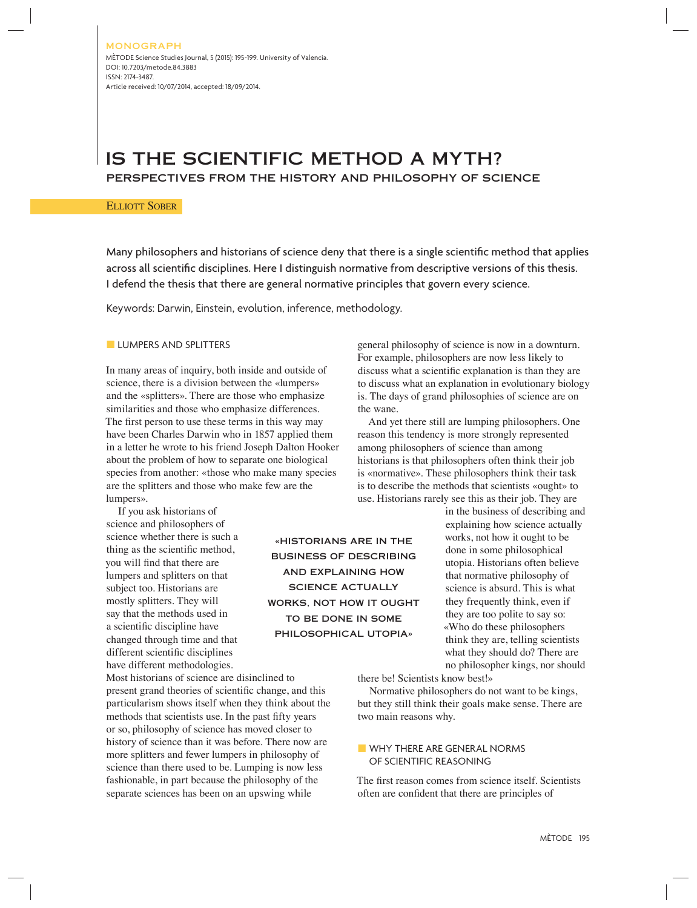MONOGRAPH

MÈTODE Science Studies Journal, 5 (2015): 195-199. University of Valencia.
DOI: 10.7203/metode.84.3883
ISSN: 2174-3487.
Article received: 10/07/2014, accepted: 18/09/2014.

# IS THE SCIENTIFIC METHOD A MYTH?

## PERSPECTIVES FROM THE HISTORY AND PHILOSOPHY OF SCIENCE

Elliott Sober

Many philosophers and historians of science deny that there is a single scientific method that applies across all scientific disciplines. Here I distinguish normative from descriptive versions of this thesis. I defend the thesis that there are general normative principles that govern every science.

Keywords: Darwin, Einstein, evolution, inference, methodology.

### LUMPERS AND SPLITTERS

In many areas of inquiry, both inside and outside of science, there is a division between the «lumpers» and the «splitters». There are those who emphasize similarities and those who emphasize differences. The first person to use these terms in this way may have been Charles Darwin who in 1857 applied them in a letter he wrote to his friend Joseph Dalton Hooker about the problem of how to separate one biological species from another: «those who make many species are the splitters and those who make few are the lumpers».

If you ask historians of science and philosophers of science whether there is such a thing as the scientific method, you will find that there are lumpers and splitters on that subject too. Historians are mostly splitters. They will say that the methods used in a scientific discipline have changed through time and that different scientific disciplines have different methodologies. Most historians of science are disinclined to present grand theories of scientific change, and this particularism shows itself when they think about the methods that scientists use. In the past fifty years or so, philosophy of science has moved closer to history of science than it was before. There now are more splitters and fewer lumpers in philosophy of science than there used to be. Lumping is now less fashionable, in part because the philosophy of the separate sciences has been on an upswing while general philosophy of science is now in a downturn. For example, philosophers are now less likely to discuss what a scientific explanation is than they are to discuss what an explanation in evolutionary biology is. The days of grand philosophies of science are on the wane.

And yet there still are lumping philosophers. One reason this tendency is more strongly represented among philosophers of science than among historians is that philosophers often think their job is «normative». These philosophers think their task is to describe the methods that scientists «ought» to use. Historians rarely see this as their job. They are in the business of describing and explaining how science actually works, not how it ought to be done in some philosophical utopia. Historians often believe that normative philosophy of science is absurd. This is what they frequently think, even if they are too polite to say so: «Who do these philosophers think they are, telling scientists what they should do? There are no philosopher kings, nor should there be! Scientists know best!»

> «HISTORIANS ARE IN THE BUSINESS OF DESCRIBING AND EXPLAINING HOW SCIENCE ACTUALLY WORKS, NOT HOW IT OUGHT TO BE DONE IN SOME PHILOSOPHICAL UTOPIA»

Normative philosophers do not want to be kings, but they still think their goals make sense. There are two main reasons why.

### WHY THERE ARE GENERAL NORMS OF SCIENTIFIC REASONING

The first reason comes from science itself. Scientists often are confident that there are principles of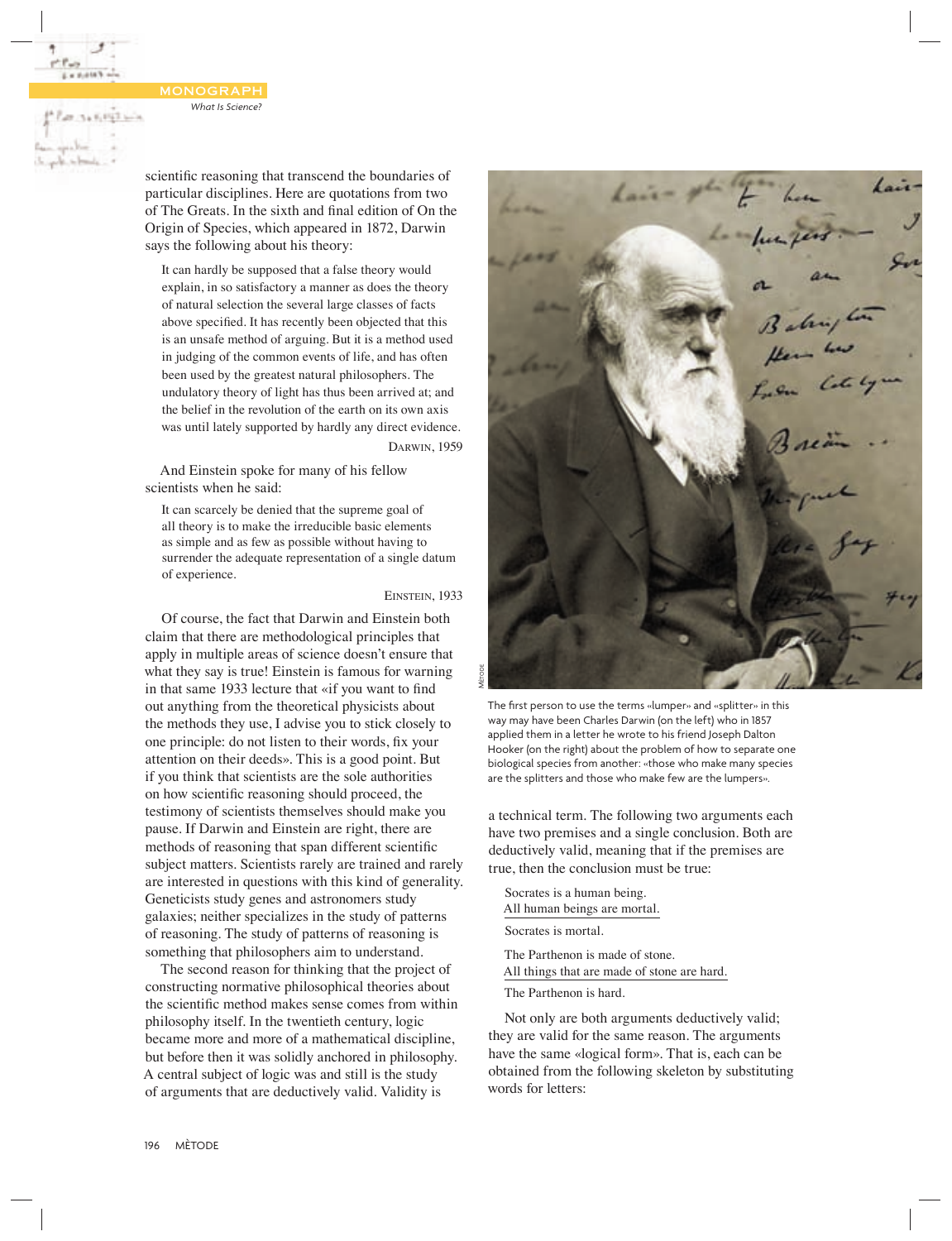scientific reasoning that transcend the boundaries of particular disciplines. Here are quotations from two of The Greats. In the sixth and final edition of On the Origin of Species, which appeared in 1872, Darwin says the following about his theory:

> It can hardly be supposed that a false theory would explain, in so satisfactory a manner as does the theory of natural selection the several large classes of facts above specified. It has recently been objected that this is an unsafe method of arguing. But it is a method used in judging of the common events of life, and has often been used by the greatest natural philosophers. The undulatory theory of light has thus been arrived at; and the belief in the revolution of the earth on its own axis was until lately supported by hardly any direct evidence.
>
> DARWIN, 1959

And Einstein spoke for many of his fellow scientists when he said:

> It can scarcely be denied that the supreme goal of all theory is to make the irreducible basic elements as simple and as few as possible without having to surrender the adequate representation of a single datum of experience.
>
> EINSTEIN, 1933

Of course, the fact that Darwin and Einstein both claim that there are methodological principles that apply in multiple areas of science doesn't ensure that what they say is true! Einstein is famous for warning in that same 1933 lecture that «if you want to find out anything from the theoretical physicists about the methods they use, I advise you to stick closely to one principle: do not listen to their words, fix your attention on their deeds». This is a good point. But if you think that scientists are the sole authorities on how scientific reasoning should proceed, the testimony of scientists themselves should make you pause. If Darwin and Einstein are right, there are methods of reasoning that span different scientific subject matters. Scientists are trained and rarely are interested in questions with this kind of generality. Geneticists study genes and astronomers study galaxies; neither specializes in the study of patterns of reasoning. The study of patterns of reasoning is something that philosophers aim to understand.

The second reason for thinking that the project of constructing normative philosophical theories about the scientific method makes sense comes from within philosophy itself. In the twentieth century, logic became more and more of a mathematical discipline, but before then it was solidly anchored in philosophy. A central subject of logic was and still is the study of arguments that are deductively valid. Validity is a technical term. The following two arguments each have two premises and a single conclusion. Both are deductively valid, meaning that if the premises are true, then the conclusion must be true:

Socrates is a human being.
All human beings are mortal.

Socrates is mortal.

The Parthenon is made of stone.
All things that are made of stone are hard.

The Parthenon is hard.

Not only are both arguments deductively valid; they are valid for the same reason. The arguments have the same «logical form». That is, each can be obtained from the following skeleton by substituting words for letters:

The first person to use the terms «lumper» and «splitter» in this way may have been Charles Darwin (on the left) who in 1857 applied them in a letter he wrote to his friend Joseph Dalton Hooker (on the right) about the problem of how to separate one biological species from another: «those who make many species are the splitters and those who make few are the lumpers».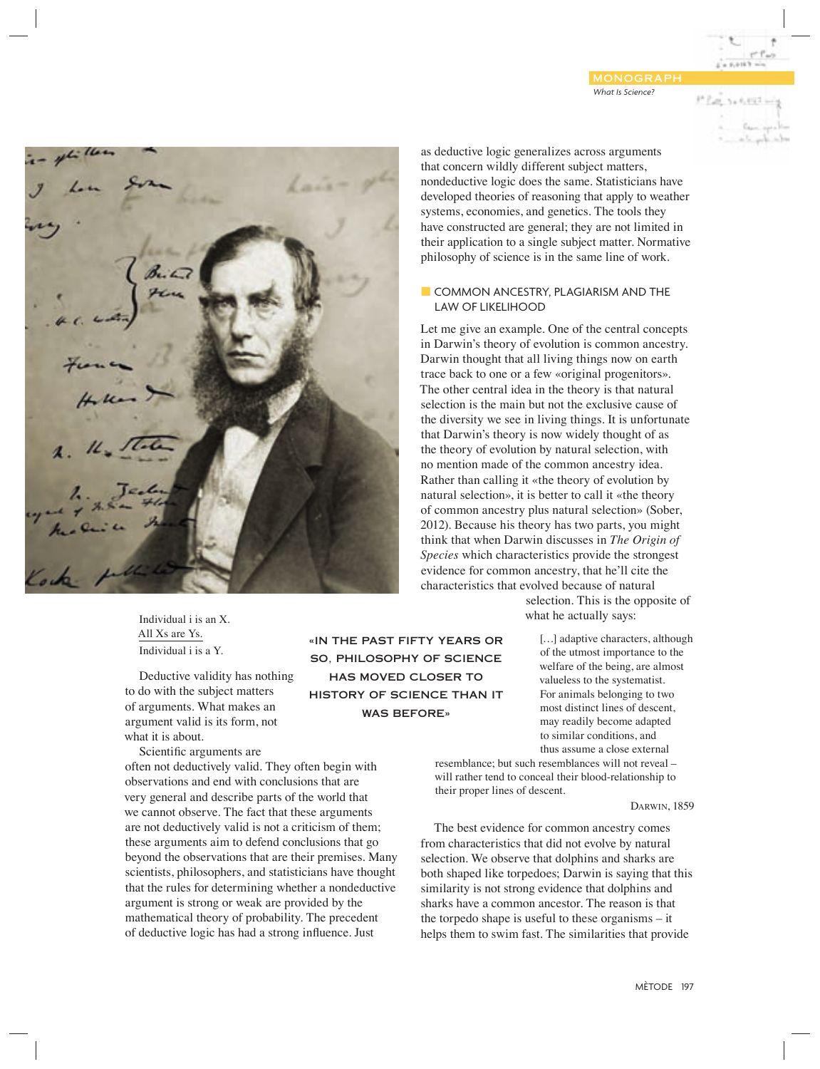Individual i is an X.
All Xs are Ys.
Individual i is a Y.

Deductive validity has nothing to do with the subject matters of arguments. What makes an argument valid is its form, not what it is about.

Scientific arguments are often not deductively valid. They often begin with observations and end with conclusions that are very general and describe parts of the world that we cannot observe. The fact that these arguments are not deductively valid is not a criticism of them; these arguments aim to defend conclusions that go beyond the observations that are their premises. Many scientists, philosophers, and statisticians have thought that the rules for determining whether a nondeductive argument is strong or weak are provided by the mathematical theory of probability. The precedent of deductive logic has had a strong influence. Just as deductive logic generalizes across arguments that concern wildly different subject matters, nondeductive logic does the same. Statisticians have developed theories of reasoning that apply to weather systems, economies, and genetics. The tools they have constructed are general; they are not limited in their application to a single subject matter. Normative philosophy of science is in the same line of work.

> «IN THE PAST FIFTY YEARS OR SO, PHILOSOPHY OF SCIENCE HAS MOVED CLOSER TO HISTORY OF SCIENCE THAN IT WAS BEFORE»

## COMMON ANCESTRY, PLAGIARISM AND THE LAW OF LIKELIHOOD

Let me give an example. One of the central concepts in Darwin's theory of evolution is common ancestry. Darwin thought that all living things now on earth trace back to one or a few «original progenitors». The other central idea in the theory is that natural selection is the main but not the exclusive cause of the diversity we see in living things. It is unfortunate that Darwin's theory is now widely thought of as the theory of evolution by natural selection, with no mention made of the common ancestry idea. Rather than calling it «the theory of evolution by natural selection», it is better to call it «the theory of common ancestry plus natural selection» (Sober, 2012). Because his theory has two parts, you might think that when Darwin discusses in *The Origin of Species* which characteristics provide the strongest evidence for common ancestry, that he'll cite the characteristics that evolved because of natural selection. This is the opposite of what he actually says:

> […] adaptive characters, although of the utmost importance to the welfare of the being, are almost valueless to the systematist. For animals belonging to two most distinct lines of descent, may readily become adapted to similar conditions, and thus assume a close external resemblance; but such resemblances will not reveal – will rather tend to conceal their blood-relationship to their proper lines of descent.
>
> Darwin, 1859

The best evidence for common ancestry comes from characteristics that did not evolve by natural selection. We observe that dolphins and sharks are both shaped like torpedoes; Darwin is saying that this similarity is not strong evidence that dolphins and sharks have a common ancestor. The reason is that the torpedo shape is useful to these organisms – it helps them to swim fast. The similarities that provide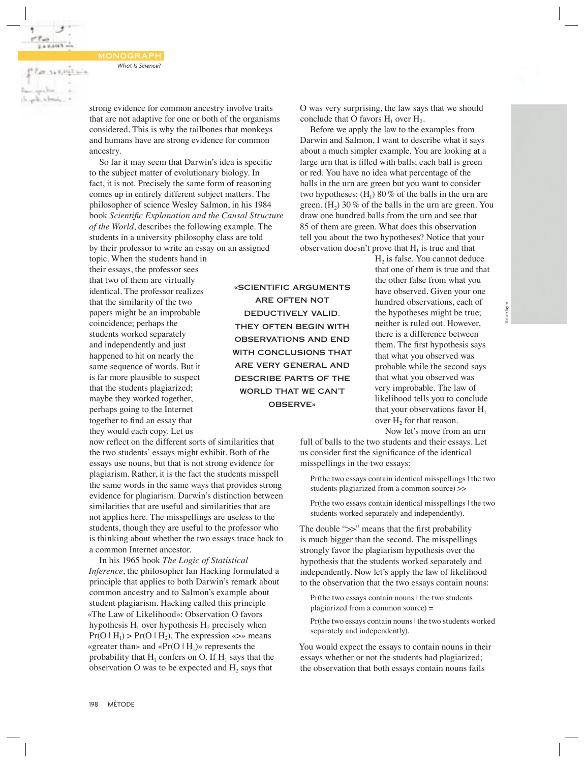strong evidence for common ancestry involve traits that are not adaptive for one or both of the organisms considered. This is why the tailbones that monkeys and humans have are strong evidence for common ancestry.

So far it may seem that Darwin's idea is specific to the subject matter of evolutionary biology. In fact, it is not. Precisely the same form of reasoning comes up in entirely different subject matters. The philosopher of science Wesley Salmon, in his 1984 book *Scientific Explanation and the Causal Structure of the World*, describes the following example. The students in a university philosophy class are told by their professor to write an essay on an assigned topic. When the students hand in their essays, the professor sees that two of them are virtually identical. The professor realizes that the similarity of the two papers might be an improbable coincidence; perhaps the students worked separately and independently and just happened to hit on nearly the same sequence of words. But it is far more plausible to suspect that the students plagiarized; maybe they worked together, perhaps going to the Internet together to find an essay that they would each copy. Let us now reflect on the different sorts of similarities that the two students' essays might exhibit. Both of the essays use nouns, but that is not strong evidence for plagiarism. Rather, it is the fact the students misspell the same words in the same ways that provides strong evidence for plagiarism. Darwin's distinction between similarities that are useful and similarities that are not applies here. The misspellings are useless to the students, though they are useful to the professor who is thinking about whether the two essays trace back to a common Internet ancestor.

In his 1965 book *The Logic of Statistical Inference*, the philosopher Ian Hacking formulated a principle that applies to both Darwin's remark about common ancestry and to Salmon's example about student plagiarism. Hacking called this principle «The Law of Likelihood»: Observation O favors hypothesis $H_1$ over hypothesis $H_2$ precisely when $Pr(O \mid H_1) > Pr(O \mid H_2)$. The expression «>» means «greater than» and «$Pr(O \mid H_1)$» represents the probability that $H_1$ confers on O. If $H_1$ says that the observation O was to be expected and $H_2$ says that O was very surprising, the law says that we should conclude that O favors $H_1$ over $H_2$.

Before we apply the law to the examples from Darwin and Salmon, I want to describe what it says about a much simpler example. You are looking at a large urn that is filled with balls; each ball is green or red. You have no idea what percentage of the balls in the urn are green but you want to consider two hypotheses: ($H_1$) 80 % of the balls in the urn are green. ($H_2$) 30 % of the balls in the urn are green. You draw one hundred balls from the urn and see that 85 of them are green. What does this observation tell you about the two hypotheses? Notice that your observation doesn't prove that $H_1$ is true and that $H_2$ is false. You cannot deduce that one of them is true and that the other false from what you have observed. Given your one hundred observations, each of the hypotheses might be true; neither is ruled out. However, there is a difference between them. The first hypothesis says that what you observed was probable while the second says that what you observed was very improbable. The law of likelihood tells you to conclude that your observations favor $H_1$ over $H_2$ for that reason.

> «SCIENTIFIC ARGUMENTS ARE OFTEN NOT DEDUCTIVELY VALID. THEY OFTEN BEGIN WITH OBSERVATIONS AND END WITH CONCLUSIONS THAT ARE VERY GENERAL AND DESCRIBE PARTS OF THE WORLD THAT WE CAN'T OBSERVE»

Now let's move from an urn full of balls to the two students and their essays. Let us consider first the significance of the identical misspellings in the two essays:

Pr(the two essays contain identical misspellings | the two students plagiarized from a common source) >>

Pr(the two essays contain identical misspellings | the two students worked separately and independently).

The double ">>" means that the first probability is much bigger than the second. The misspellings strongly favor the plagiarism hypothesis over the hypothesis that the students worked separately and independently. Now let's apply the law of likelihood to the observation that the two essays contain nouns:

Pr(the two essays contain nouns | the two students plagiarized from a common source) =

Pr(the two essays contain nouns | the two students worked separately and independently).

You would expect the essays to contain nouns in their essays whether or not the students had plagiarized; the observation that both essays contain nouns fails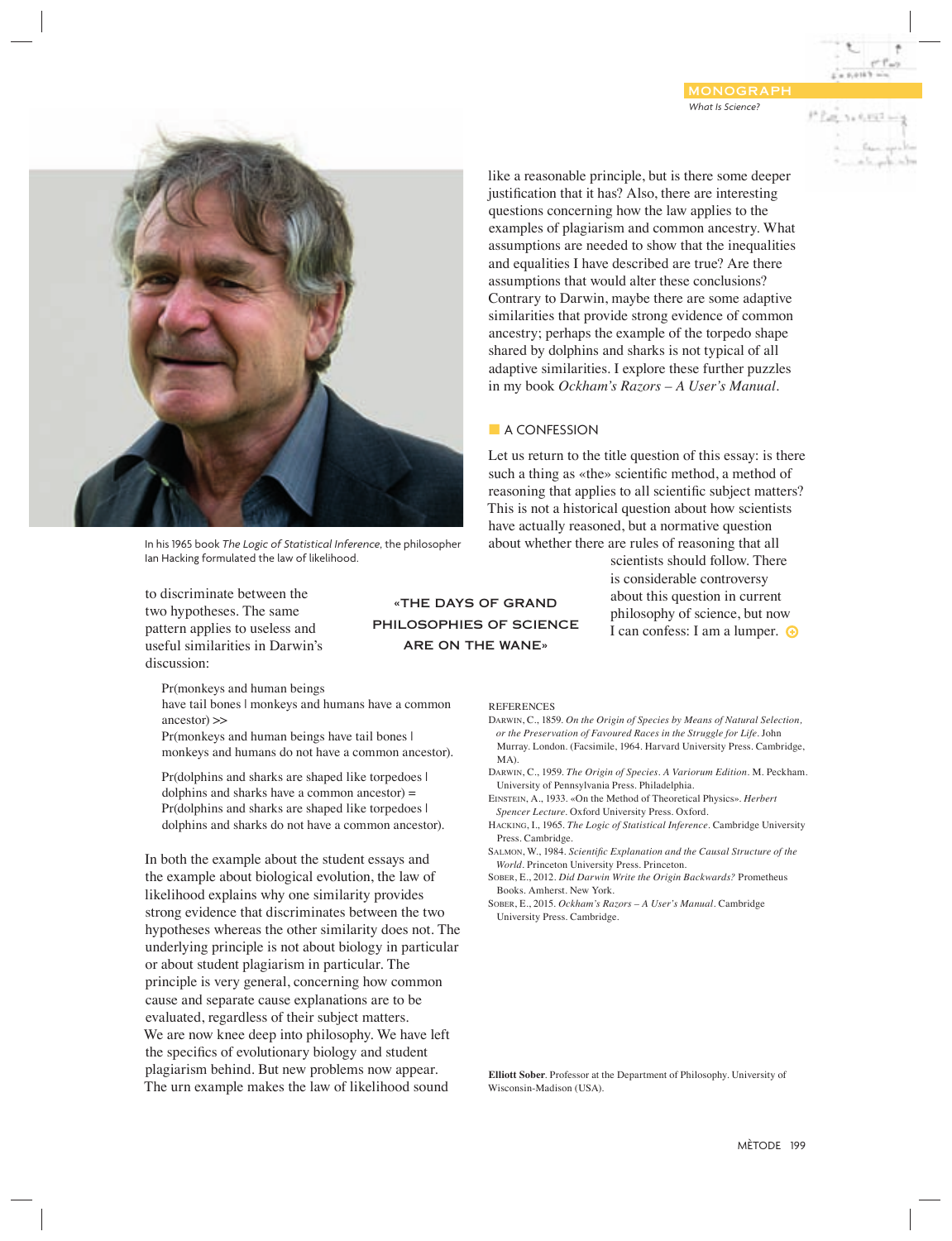In his 1965 book *The Logic of Statistical Inference*, the philosopher Ian Hacking formulated the law of likelihood.

to discriminate between the two hypotheses. The same pattern applies to useless and useful similarities in Darwin's discussion:

> Pr(monkeys and human beings have tail bones | monkeys and humans have a common ancestor) >> Pr(monkeys and human beings have tail bones | monkeys and humans do not have a common ancestor).
>
> Pr(dolphins and sharks are shaped like torpedoes | dolphins and sharks have a common ancestor) = Pr(dolphins and sharks are shaped like torpedoes | dolphins and sharks do not have a common ancestor).

In both the example about the student essays and the example about biological evolution, the law of likelihood explains why one similarity provides strong evidence that discriminates between the two hypotheses whereas the other similarity does not. The underlying principle is not about biology in particular or about student plagiarism in particular. The principle is very general, concerning how common cause and separate cause explanations are to be evaluated, regardless of their subject matters.

We are now knee deep into philosophy. We have left the specifics of evolutionary biology and student plagiarism behind. But new problems now appear. The urn example makes the law of likelihood sound like a reasonable principle, but is there some deeper justification that it has? Also, there are interesting questions concerning how the law applies to the examples of plagiarism and common ancestry. What assumptions are needed to show that the inequalities and equalities I have described are true? Are there assumptions that would alter these conclusions? Contrary to Darwin, maybe there are some adaptive similarities that provide strong evidence of common ancestry; perhaps the example of the torpedo shape shared by dolphins and sharks is not typical of all adaptive similarities. I explore these further puzzles in my book *Ockham's Razors – A User's Manual*.

**«THE DAYS OF GRAND PHILOSOPHIES OF SCIENCE ARE ON THE WANE»**

## A CONFESSION

Let us return to the title question of this essay: is there such a thing as «the» scientific method, a method of reasoning that applies to all scientific subject matters? This is not a historical question about how scientists have actually reasoned, but a normative question about whether there are rules of reasoning that all scientists should follow. There is considerable controversy about this question in current philosophy of science, but now I can confess: I am a lumper.

REFERENCES

Darwin, C., 1859. *On the Origin of Species by Means of Natural Selection, or the Preservation of Favoured Races in the Struggle for Life*. John Murray. London. (Facsimile, 1964. Harvard University Press. Cambridge, MA).

Darwin, C., 1959. *The Origin of Species. A Variorum Edition*. M. Peckham. University of Pennsylvania Press. Philadelphia.

Einstein, A., 1933. «On the Method of Theoretical Physics». *Herbert Spencer Lecture*. Oxford University Press. Oxford.

Hacking, I., 1965. *The Logic of Statistical Inference*. Cambridge University Press. Cambridge.

Salmon, W., 1984. *Scientific Explanation and the Causal Structure of the World*. Princeton University Press. Princeton.

Sober, E., 2012. *Did Darwin Write the Origin Backwards?* Prometheus Books. Amherst. New York.

Sober, E., 2015. *Ockham's Razors – A User's Manual*. Cambridge University Press. Cambridge.

**Elliott Sober**. Professor at the Department of Philosophy. University of Wisconsin-Madison (USA).